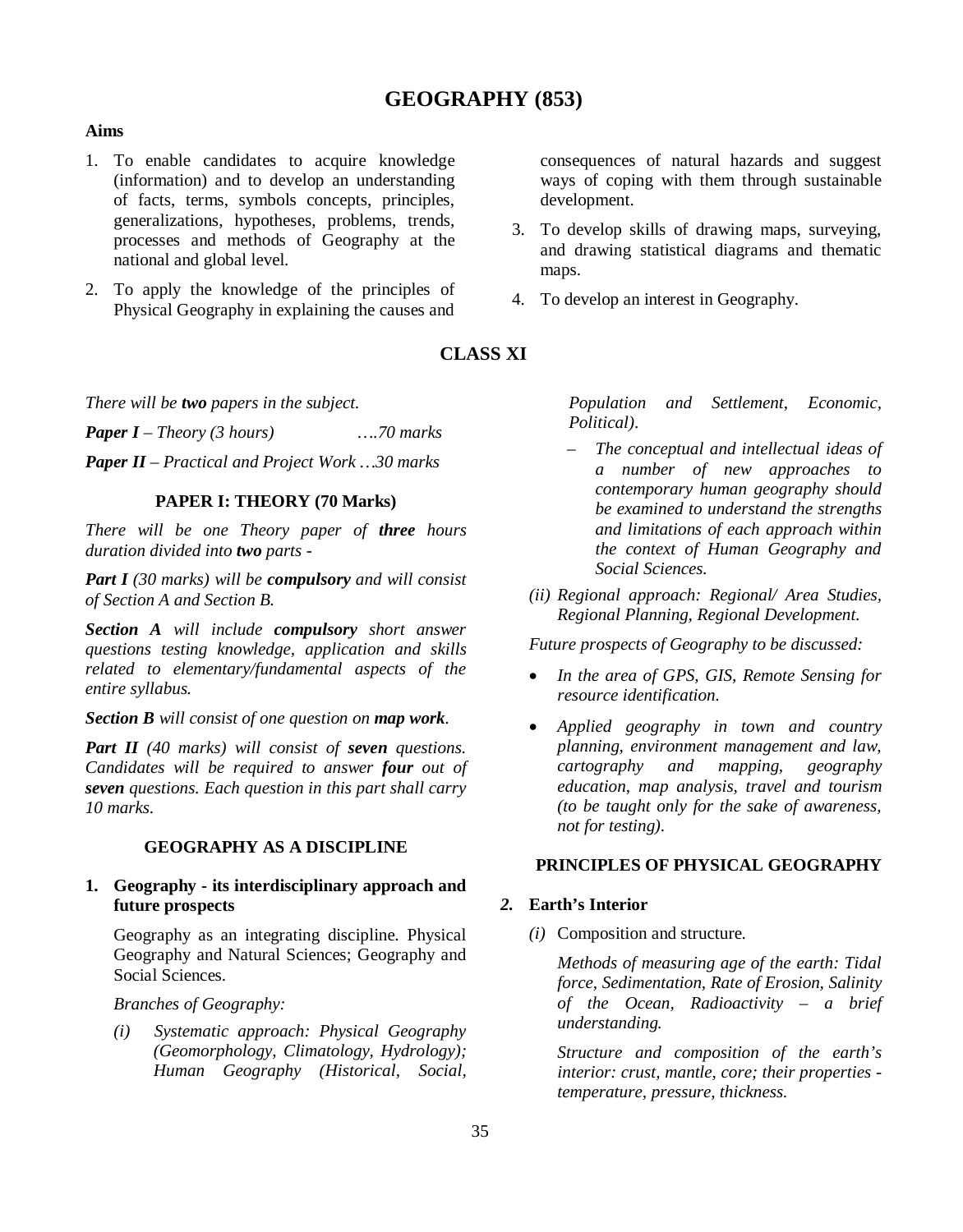# GEOGRAPHY (853)

**Aims**

1. To enable candidates to acquire knowledge (information) and to develop an understanding of facts, terms, symbols concepts, principles, generalizations, hypotheses, problems, trends, processes and methods of Geography at the national and global level.
2. To apply the knowledge of the principles of Physical Geography in explaining the causes and consequences of natural hazards and suggest ways of coping with them through sustainable development.
3. To develop skills of drawing maps, surveying, and drawing statistical diagrams and thematic maps.
4. To develop an interest in Geography.

## CLASS XI

*There will be **two** papers in the subject.*

***Paper I** – Theory (3 hours) ….70 marks*

***Paper II** – Practical and Project Work …30 marks*

### PAPER I: THEORY (70 Marks)

*There will be one Theory paper of **three** hours duration divided into **two** parts -*

***Part I** (30 marks) will be **compulsory** and will consist of Section A and Section B.*

***Section A** will include **compulsory** short answer questions testing knowledge, application and skills related to elementary/fundamental aspects of the entire syllabus.*

***Section B** will consist of one question on **map work**.*

***Part II** (40 marks) will consist of **seven** questions. Candidates will be required to answer **four** out of **seven** questions. Each question in this part shall carry 10 marks.*

### GEOGRAPHY AS A DISCIPLINE

**1. Geography - its interdisciplinary approach and future prospects**

Geography as an integrating discipline. Physical Geography and Natural Sciences; Geography and Social Sciences.

*Branches of Geography:*

*(i) Systematic approach: Physical Geography (Geomorphology, Climatology, Hydrology); Human Geography (Historical, Social, Population and Settlement, Economic, Political).*

– *The conceptual and intellectual ideas of a number of new approaches to contemporary human geography should be examined to understand the strengths and limitations of each approach within the context of Human Geography and Social Sciences.*

*(ii) Regional approach: Regional/ Area Studies, Regional Planning, Regional Development.*

*Future prospects of Geography to be discussed:*

- *In the area of GPS, GIS, Remote Sensing for resource identification.*
- *Applied geography in town and country planning, environment management and law, cartography and mapping, geography education, map analysis, travel and tourism (to be taught only for the sake of awareness, not for testing).*

### PRINCIPLES OF PHYSICAL GEOGRAPHY

**2. Earth's Interior**

*(i)* Composition and structure.

*Methods of measuring age of the earth: Tidal force, Sedimentation, Rate of Erosion, Salinity of the Ocean, Radioactivity – a brief understanding.*

*Structure and composition of the earth's interior: crust, mantle, core; their properties - temperature, pressure, thickness.*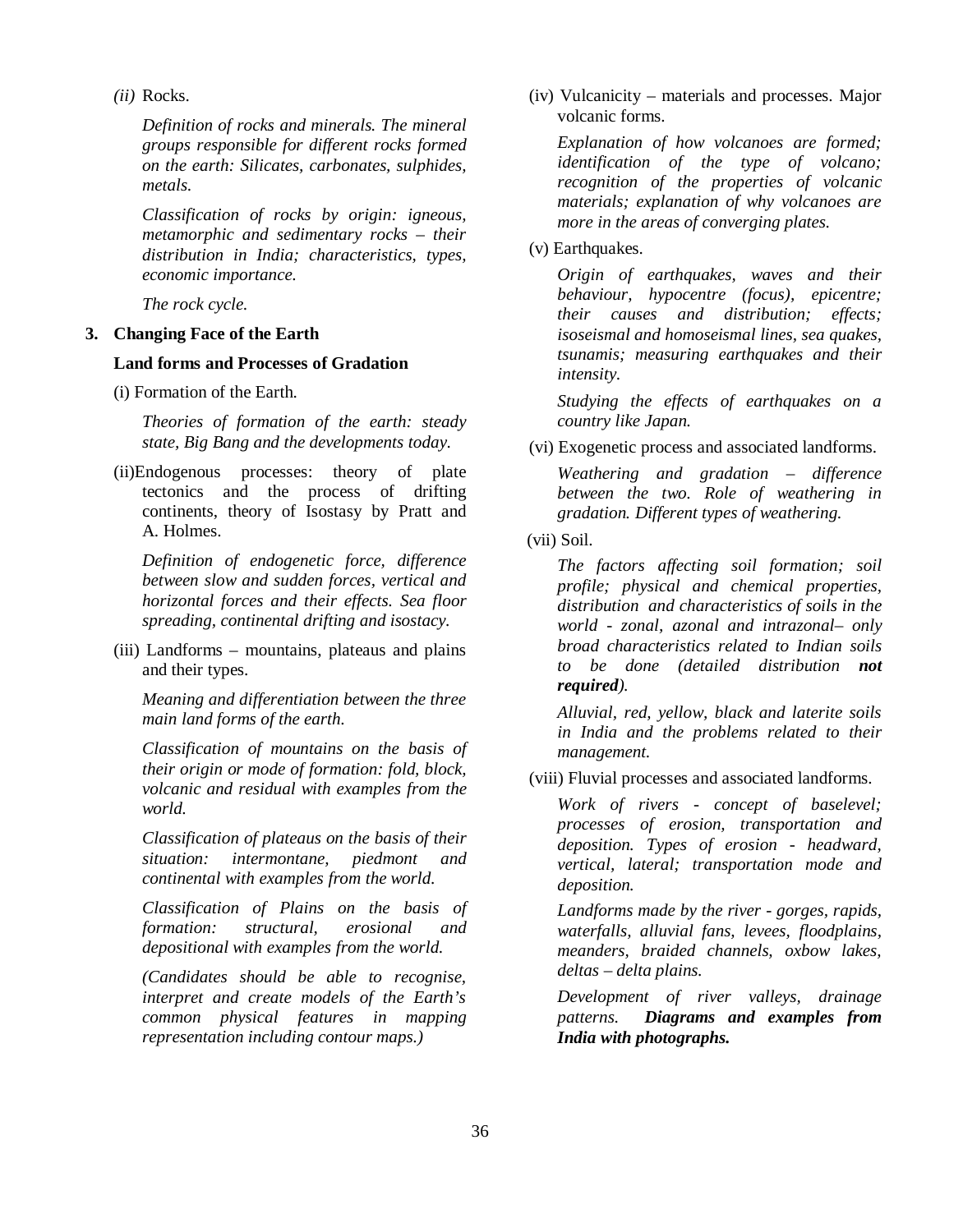*(ii)* Rocks.

*Definition of rocks and minerals. The mineral groups responsible for different rocks formed on the earth: Silicates, carbonates, sulphides, metals.*

*Classification of rocks by origin: igneous, metamorphic and sedimentary rocks – their distribution in India; characteristics, types, economic importance.*

*The rock cycle.*

**3. Changing Face of the Earth**

**Land forms and Processes of Gradation**

(i) Formation of the Earth.

*Theories of formation of the earth: steady state, Big Bang and the developments today.*

(ii)Endogenous processes: theory of plate tectonics and the process of drifting continents, theory of Isostasy by Pratt and A. Holmes.

*Definition of endogenetic force, difference between slow and sudden forces, vertical and horizontal forces and their effects. Sea floor spreading, continental drifting and isostacy.*

(iii) Landforms – mountains, plateaus and plains and their types.

*Meaning and differentiation between the three main land forms of the earth.*

*Classification of mountains on the basis of their origin or mode of formation: fold, block, volcanic and residual with examples from the world.*

*Classification of plateaus on the basis of their situation: intermontane, piedmont and continental with examples from the world.*

*Classification of Plains on the basis of formation: structural, erosional and depositional with examples from the world.*

*(Candidates should be able to recognise, interpret and create models of the Earth's common physical features in mapping representation including contour maps.)*

(iv) Vulcanicity – materials and processes. Major volcanic forms.

*Explanation of how volcanoes are formed; identification of the type of volcano; recognition of the properties of volcanic materials; explanation of why volcanoes are more in the areas of converging plates.*

(v) Earthquakes.

*Origin of earthquakes, waves and their behaviour, hypocentre (focus), epicentre; their causes and distribution; effects; isoseismal and homoseismal lines, sea quakes, tsunamis; measuring earthquakes and their intensity.*

*Studying the effects of earthquakes on a country like Japan.*

(vi) Exogenetic process and associated landforms.

*Weathering and gradation – difference between the two. Role of weathering in gradation. Different types of weathering.*

(vii) Soil.

*The factors affecting soil formation; soil profile; physical and chemical properties, distribution and characteristics of soils in the world - zonal, azonal and intrazonal– only broad characteristics related to Indian soils to be done (detailed distribution* ***not required****).*

*Alluvial, red, yellow, black and laterite soils in India and the problems related to their management.*

(viii) Fluvial processes and associated landforms.

*Work of rivers - concept of baselevel; processes of erosion, transportation and deposition. Types of erosion - headward, vertical, lateral; transportation mode and deposition.*

*Landforms made by the river - gorges, rapids, waterfalls, alluvial fans, levees, floodplains, meanders, braided channels, oxbow lakes, deltas – delta plains.*

*Development of river valleys, drainage patterns.* ***Diagrams and examples from India with photographs.***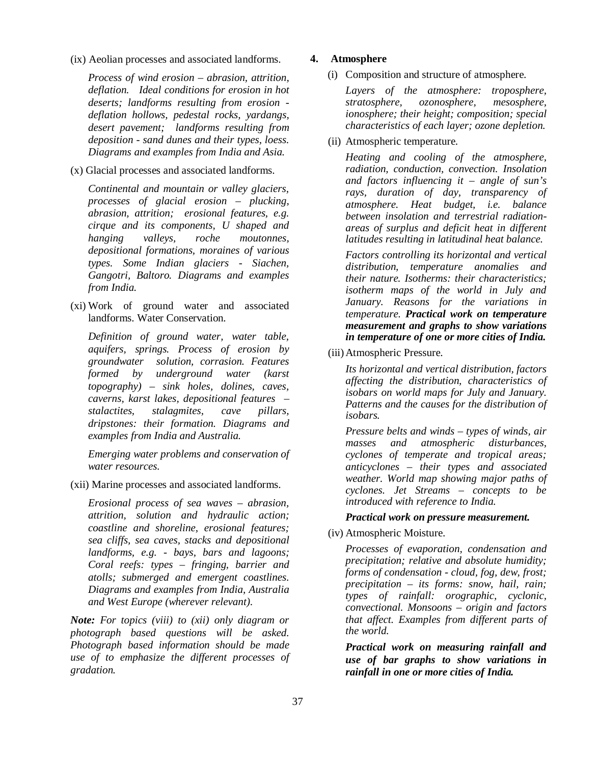(ix) Aeolian processes and associated landforms.

*Process of wind erosion – abrasion, attrition, deflation. Ideal conditions for erosion in hot deserts; landforms resulting from erosion - deflation hollows, pedestal rocks, yardangs, desert pavement; landforms resulting from deposition - sand dunes and their types, loess. Diagrams and examples from India and Asia.*

(x) Glacial processes and associated landforms.

*Continental and mountain or valley glaciers, processes of glacial erosion – plucking, abrasion, attrition; erosional features, e.g. cirque and its components, U shaped and hanging valleys, roche moutonnes, depositional formations, moraines of various types. Some Indian glaciers - Siachen, Gangotri, Baltoro. Diagrams and examples from India.*

(xi) Work of ground water and associated landforms. Water Conservation.

*Definition of ground water, water table, aquifers, springs. Process of erosion by groundwater solution, corrasion. Features formed by underground water (karst topography) – sink holes, dolines, caves, caverns, karst lakes, depositional features – stalactites, stalagmites, cave pillars, dripstones: their formation. Diagrams and examples from India and Australia.*

*Emerging water problems and conservation of water resources.*

(xii) Marine processes and associated landforms.

*Erosional process of sea waves – abrasion, attrition, solution and hydraulic action; coastline and shoreline, erosional features; sea cliffs, sea caves, stacks and depositional landforms, e.g. - bays, bars and lagoons; Coral reefs: types – fringing, barrier and atolls; submerged and emergent coastlines. Diagrams and examples from India, Australia and West Europe (wherever relevant).*

***Note:*** *For topics (viii) to (xii) only diagram or photograph based questions will be asked. Photograph based information should be made use of to emphasize the different processes of gradation.*

## 4. Atmosphere

(i) Composition and structure of atmosphere.

*Layers of the atmosphere: troposphere, stratosphere, ozonosphere, mesosphere, ionosphere; their height; composition; special characteristics of each layer; ozone depletion.*

(ii) Atmospheric temperature.

*Heating and cooling of the atmosphere, radiation, conduction, convection. Insolation and factors influencing it – angle of sun's rays, duration of day, transparency of atmosphere. Heat budget, i.e. balance between insolation and terrestrial radiation- areas of surplus and deficit heat in different latitudes resulting in latitudinal heat balance.*

*Factors controlling its horizontal and vertical distribution, temperature anomalies and their nature. Isotherms: their characteristics; isotherm maps of the world in July and January. Reasons for the variations in temperature.* ***Practical work on temperature measurement and graphs to show variations in temperature of one or more cities of India.***

(iii) Atmospheric Pressure.

*Its horizontal and vertical distribution, factors affecting the distribution, characteristics of isobars on world maps for July and January. Patterns and the causes for the distribution of isobars.*

*Pressure belts and winds – types of winds, air masses and atmospheric disturbances, cyclones of temperate and tropical areas; anticyclones – their types and associated weather. World map showing major paths of cyclones. Jet Streams – concepts to be introduced with reference to India.*

***Practical work on pressure measurement.***

(iv) Atmospheric Moisture.

*Processes of evaporation, condensation and precipitation; relative and absolute humidity; forms of condensation - cloud, fog, dew, frost; precipitation – its forms: snow, hail, rain; types of rainfall: orographic, cyclonic, convectional. Monsoons – origin and factors that affect. Examples from different parts of the world.*

***Practical work on measuring rainfall and use of bar graphs to show variations in rainfall in one or more cities of India.***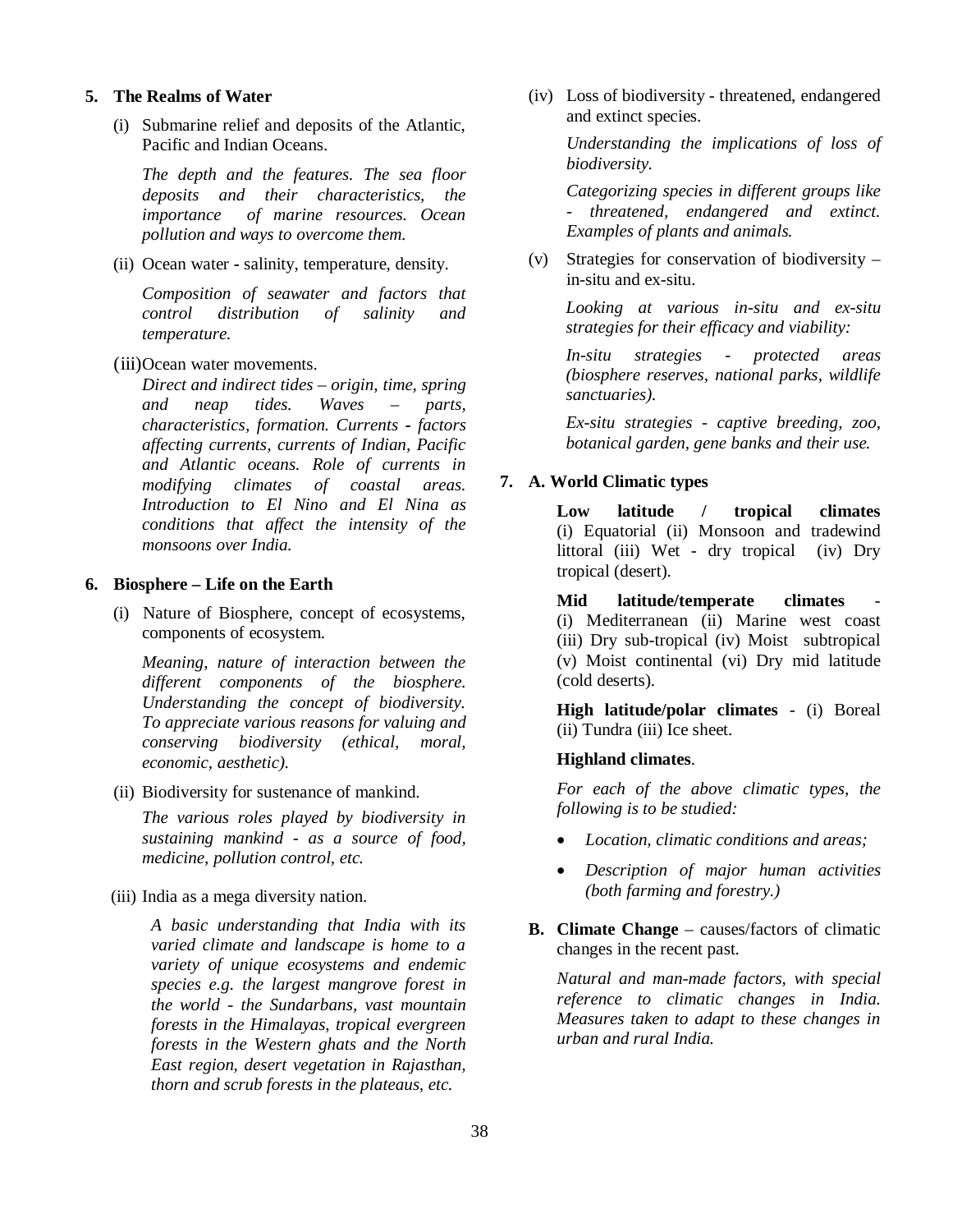### 5. The Realms of Water

(i) Submarine relief and deposits of the Atlantic, Pacific and Indian Oceans.

*The depth and the features. The sea floor deposits and their characteristics, the importance of marine resources. Ocean pollution and ways to overcome them.*

(ii) Ocean water **-** salinity, temperature, density.

*Composition of seawater and factors that control distribution of salinity and temperature.*

(iii) Ocean water movements.

*Direct and indirect tides – origin, time, spring and neap tides. Waves – parts, characteristics, formation. Currents - factors affecting currents, currents of Indian, Pacific and Atlantic oceans. Role of currents in modifying climates of coastal areas. Introduction to El Nino and El Nina as conditions that affect the intensity of the monsoons over India.*

### 6. Biosphere – Life on the Earth

(i) Nature of Biosphere, concept of ecosystems, components of ecosystem.

*Meaning, nature of interaction between the different components of the biosphere. Understanding the concept of biodiversity. To appreciate various reasons for valuing and conserving biodiversity (ethical, moral, economic, aesthetic).*

(ii) Biodiversity for sustenance of mankind.

*The various roles played by biodiversity in sustaining mankind - as a source of food, medicine, pollution control, etc.*

(iii) India as a mega diversity nation.

*A basic understanding that India with its varied climate and landscape is home to a variety of unique ecosystems and endemic species e.g. the largest mangrove forest in the world - the Sundarbans, vast mountain forests in the Himalayas, tropical evergreen forests in the Western ghats and the North East region, desert vegetation in Rajasthan, thorn and scrub forests in the plateaus, etc.*

(iv) Loss of biodiversity - threatened, endangered and extinct species.

*Understanding the implications of loss of biodiversity.*

*Categorizing species in different groups like - threatened, endangered and extinct. Examples of plants and animals.*

(v) Strategies for conservation of biodiversity – in-situ and ex-situ.

*Looking at various in-situ and ex-situ strategies for their efficacy and viability:*

*In-situ strategies - protected areas (biosphere reserves, national parks, wildlife sanctuaries).*

*Ex-situ strategies - captive breeding, zoo, botanical garden, gene banks and their use.*

### 7. A. World Climatic types

**Low latitude / tropical climates** (i) Equatorial (ii) Monsoon and tradewind littoral (iii) Wet - dry tropical (iv) Dry tropical (desert).

**Mid latitude/temperate climates** - (i) Mediterranean (ii) Marine west coast (iii) Dry sub-tropical (iv) Moist subtropical (v) Moist continental (vi) Dry mid latitude (cold deserts).

**High latitude/polar climates** - (i) Boreal (ii) Tundra (iii) Ice sheet.

**Highland climates**.

*For each of the above climatic types, the following is to be studied:*

- *Location, climatic conditions and areas;*
- *Description of major human activities (both farming and forestry.)*

**B. Climate Change** – causes/factors of climatic changes in the recent past.

*Natural and man-made factors, with special reference to climatic changes in India. Measures taken to adapt to these changes in urban and rural India.*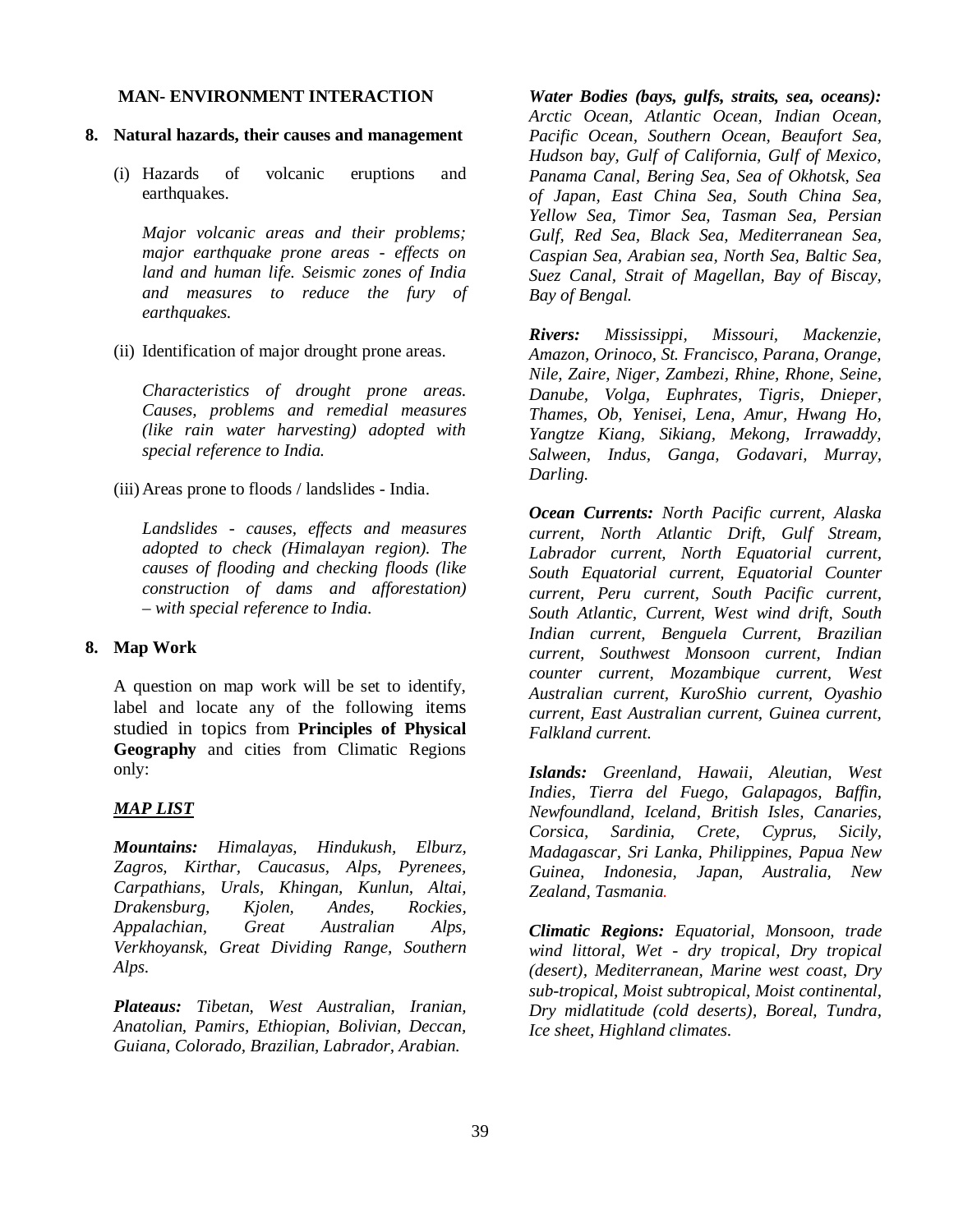**MAN- ENVIRONMENT INTERACTION**

**8. Natural hazards, their causes and management**

(i) Hazards of volcanic eruptions and earthquakes.

*Major volcanic areas and their problems; major earthquake prone areas - effects on land and human life. Seismic zones of India and measures to reduce the fury of earthquakes.*

(ii) Identification of major drought prone areas.

*Characteristics of drought prone areas. Causes, problems and remedial measures (like rain water harvesting) adopted with special reference to India.*

(iii) Areas prone to floods / landslides - India.

*Landslides - causes, effects and measures adopted to check (Himalayan region). The causes of flooding and checking floods (like construction of dams and afforestation) – with special reference to India.*

**8. Map Work**

A question on map work will be set to identify, label and locate any of the following items studied in topics from **Principles of Physical Geography** and cities from Climatic Regions only:

***MAP LIST***

***Mountains:*** *Himalayas, Hindukush, Elburz, Zagros, Kirthar, Caucasus, Alps, Pyrenees, Carpathians, Urals, Khingan, Kunlun, Altai, Drakensburg, Kjolen, Andes, Rockies, Appalachian, Great Australian Alps, Verkhoyansk, Great Dividing Range, Southern Alps.*

***Plateaus:*** *Tibetan, West Australian, Iranian, Anatolian, Pamirs, Ethiopian, Bolivian, Deccan, Guiana, Colorado, Brazilian, Labrador, Arabian.*

***Water Bodies (bays, gulfs, straits, sea, oceans):*** *Arctic Ocean, Atlantic Ocean, Indian Ocean, Pacific Ocean, Southern Ocean, Beaufort Sea, Hudson bay, Gulf of California, Gulf of Mexico, Panama Canal, Bering Sea, Sea of Okhotsk, Sea of Japan, East China Sea, South China Sea, Yellow Sea, Timor Sea, Tasman Sea, Persian Gulf, Red Sea, Black Sea, Mediterranean Sea, Caspian Sea, Arabian sea, North Sea, Baltic Sea, Suez Canal, Strait of Magellan, Bay of Biscay, Bay of Bengal.*

***Rivers:*** *Mississippi, Missouri, Mackenzie, Amazon, Orinoco, St. Francisco, Parana, Orange, Nile, Zaire, Niger, Zambezi, Rhine, Rhone, Seine, Danube, Volga, Euphrates, Tigris, Dnieper, Thames, Ob, Yenisei, Lena, Amur, Hwang Ho, Yangtze Kiang, Sikiang, Mekong, Irrawaddy, Salween, Indus, Ganga, Godavari, Murray, Darling.*

***Ocean Currents:*** *North Pacific current, Alaska current, North Atlantic Drift, Gulf Stream, Labrador current, North Equatorial current, South Equatorial current, Equatorial Counter current, Peru current, South Pacific current, South Atlantic, Current, West wind drift, South Indian current, Benguela Current, Brazilian current, Southwest Monsoon current, Indian counter current, Mozambique current, West Australian current, KuroShio current, Oyashio current, East Australian current, Guinea current, Falkland current.*

***Islands:*** *Greenland, Hawaii, Aleutian, West Indies, Tierra del Fuego, Galapagos, Baffin, Newfoundland, Iceland, British Isles, Canaries, Corsica, Sardinia, Crete, Cyprus, Sicily, Madagascar, Sri Lanka, Philippines, Papua New Guinea, Indonesia, Japan, Australia, New Zealand, Tasmania.*

***Climatic Regions:*** *Equatorial, Monsoon, trade wind littoral, Wet - dry tropical, Dry tropical (desert), Mediterranean, Marine west coast, Dry sub-tropical, Moist subtropical, Moist continental, Dry midlatitude (cold deserts), Boreal, Tundra, Ice sheet, Highland climates.*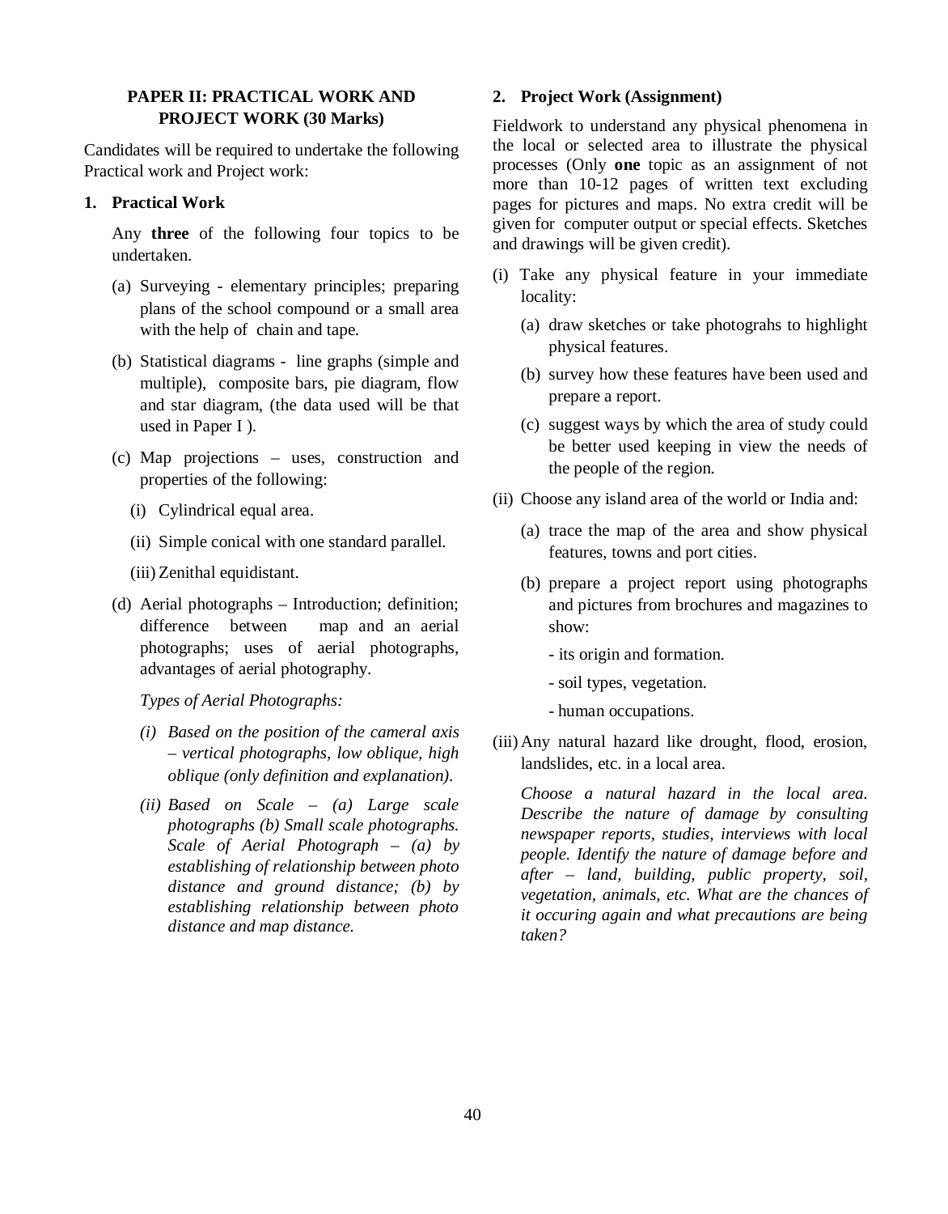## PAPER II: PRACTICAL WORK AND PROJECT WORK (30 Marks)

Candidates will be required to undertake the following Practical work and Project work:

### 1. Practical Work

Any **three** of the following four topics to be undertaken.

(a) Surveying - elementary principles; preparing plans of the school compound or a small area with the help of chain and tape.

(b) Statistical diagrams - line graphs (simple and multiple), composite bars, pie diagram, flow and star diagram, (the data used will be that used in Paper I ).

(c) Map projections – uses, construction and properties of the following:

- (i) Cylindrical equal area.
- (ii) Simple conical with one standard parallel.
- (iii) Zenithal equidistant.

(d) Aerial photographs – Introduction; definition; difference between map and an aerial photographs; uses of aerial photographs, advantages of aerial photography.

*Types of Aerial Photographs:*

- *(i) Based on the position of the cameral axis – vertical photographs, low oblique, high oblique (only definition and explanation).*
- *(ii) Based on Scale – (a) Large scale photographs (b) Small scale photographs. Scale of Aerial Photograph – (a) by establishing of relationship between photo distance and ground distance; (b) by establishing relationship between photo distance and map distance.*

### 2. Project Work (Assignment)

Fieldwork to understand any physical phenomena in the local or selected area to illustrate the physical processes (Only **one** topic as an assignment of not more than 10-12 pages of written text excluding pages for pictures and maps. No extra credit will be given for computer output or special effects. Sketches and drawings will be given credit).

(i) Take any physical feature in your immediate locality:

- (a) draw sketches or take photograhs to highlight physical features.
- (b) survey how these features have been used and prepare a report.
- (c) suggest ways by which the area of study could be better used keeping in view the needs of the people of the region.

(ii) Choose any island area of the world or India and:

- (a) trace the map of the area and show physical features, towns and port cities.
- (b) prepare a project report using photographs and pictures from brochures and magazines to show:
  - its origin and formation.
  - soil types, vegetation.
  - human occupations.

(iii) Any natural hazard like drought, flood, erosion, landslides, etc. in a local area.

*Choose a natural hazard in the local area. Describe the nature of damage by consulting newspaper reports, studies, interviews with local people. Identify the nature of damage before and after – land, building, public property, soil, vegetation, animals, etc. What are the chances of it occuring again and what precautions are being taken?*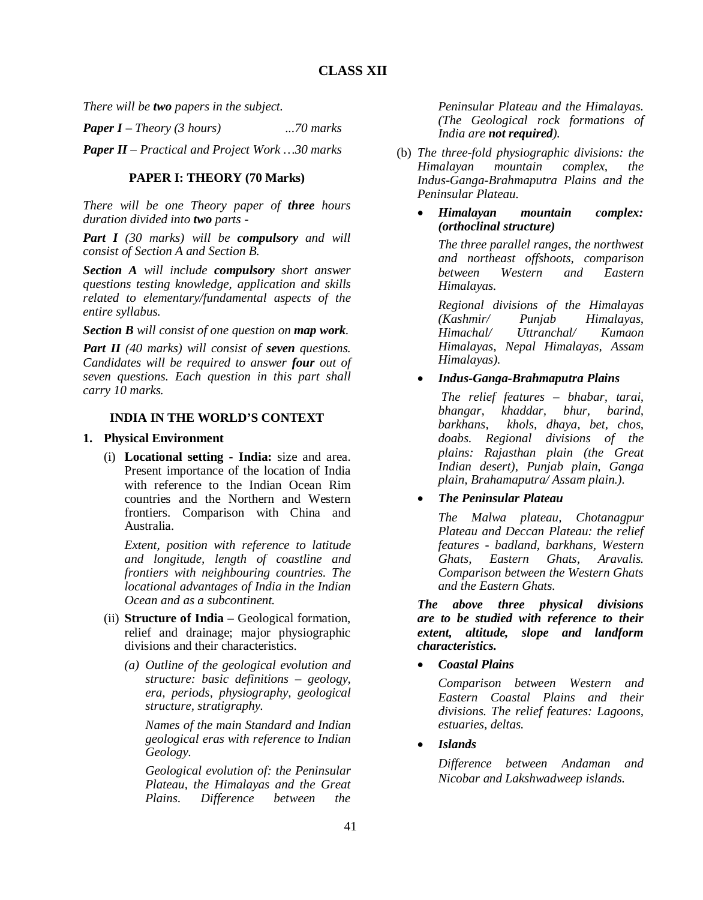# CLASS XII

*There will be **two** papers in the subject.*

***Paper I** – Theory (3 hours) ...70 marks*

***Paper II** – Practical and Project Work …30 marks*

## PAPER I: THEORY (70 Marks)

*There will be one Theory paper of **three** hours duration divided into **two** parts -*

***Part I** (30 marks) will be **compulsory** and will consist of Section A and Section B.*

***Section A** will include **compulsory** short answer questions testing knowledge, application and skills related to elementary/fundamental aspects of the entire syllabus.*

***Section B** will consist of one question on **map work**.*

***Part II** (40 marks) will consist of **seven** questions. Candidates will be required to answer **four** out of seven questions. Each question in this part shall carry 10 marks.*

## INDIA IN THE WORLD'S CONTEXT

**1. Physical Environment**

(i) **Locational setting - India:** size and area. Present importance of the location of India with reference to the Indian Ocean Rim countries and the Northern and Western frontiers. Comparison with China and Australia.

*Extent, position with reference to latitude and longitude, length of coastline and frontiers with neighbouring countries. The locational advantages of India in the Indian Ocean and as a subcontinent.*

(ii) **Structure of India** – Geological formation, relief and drainage; major physiographic divisions and their characteristics.

*(a) Outline of the geological evolution and structure: basic definitions – geology, era, periods, physiography, geological structure, stratigraphy.*

*Names of the main Standard and Indian geological eras with reference to Indian Geology.*

*Geological evolution of: the Peninsular Plateau, the Himalayas and the Great Plains. Difference between the Peninsular Plateau and the Himalayas. (The Geological rock formations of India are **not required**).*

(b) *The three-fold physiographic divisions: the Himalayan mountain complex, the Indus-Ganga-Brahmaputra Plains and the Peninsular Plateau.*

- ***Himalayan mountain complex: (orthoclinal structure)***

  *The three parallel ranges, the northwest and northeast offshoots, comparison between Western and Eastern Himalayas.*

  *Regional divisions of the Himalayas (Kashmir/ Punjab Himalayas, Himachal/ Uttranchal/ Kumaon Himalayas, Nepal Himalayas, Assam Himalayas).*

- ***Indus-Ganga-Brahmaputra Plains***

  *The relief features – bhabar, tarai, bhangar, khaddar, bhur, barind, barkhans, khols, dhaya, bet, chos, doabs. Regional divisions of the plains: Rajasthan plain (the Great Indian desert), Punjab plain, Ganga plain, Brahamaputra/ Assam plain.).*

- ***The Peninsular Plateau***

  *The Malwa plateau, Chotanagpur Plateau and Deccan Plateau: the relief features - badland, barkhans, Western Ghats, Eastern Ghats, Aravalis. Comparison between the Western Ghats and the Eastern Ghats.*

***The above three physical divisions are to be studied with reference to their extent, altitude, slope and landform characteristics.***

- ***Coastal Plains***

  *Comparison between Western and Eastern Coastal Plains and their divisions. The relief features: Lagoons, estuaries, deltas.*

- ***Islands***

  *Difference between Andaman and Nicobar and Lakshwadweep islands.*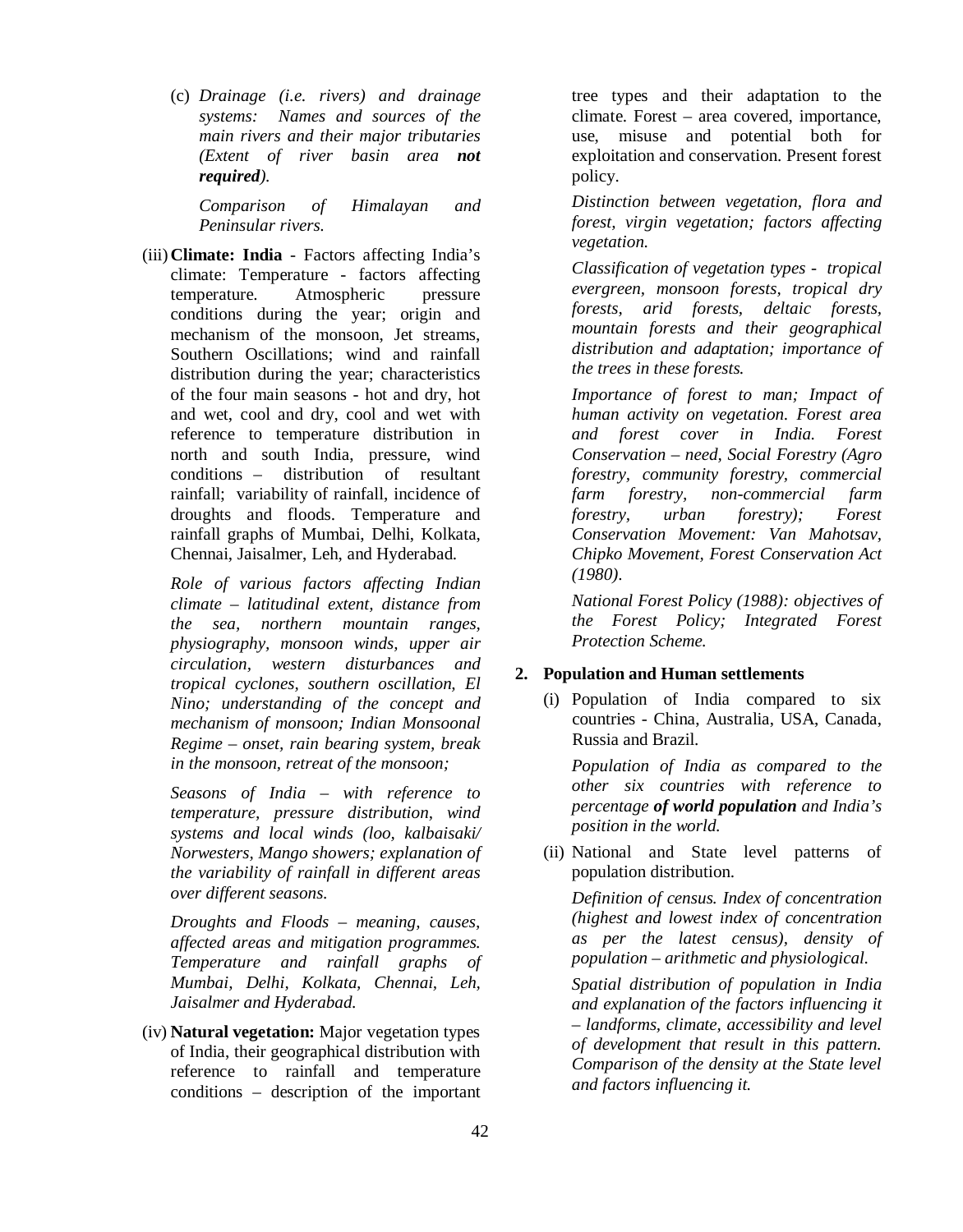(c) *Drainage (i.e. rivers) and drainage systems: Names and sources of the main rivers and their major tributaries (Extent of river basin area* ***not required****).*

*Comparison of Himalayan and Peninsular rivers.*

(iii) **Climate: India** - Factors affecting India's climate: Temperature - factors affecting temperature. Atmospheric pressure conditions during the year; origin and mechanism of the monsoon, Jet streams, Southern Oscillations; wind and rainfall distribution during the year; characteristics of the four main seasons - hot and dry, hot and wet, cool and dry, cool and wet with reference to temperature distribution in north and south India, pressure, wind conditions – distribution of resultant rainfall; variability of rainfall, incidence of droughts and floods. Temperature and rainfall graphs of Mumbai, Delhi, Kolkata, Chennai, Jaisalmer, Leh, and Hyderabad.

*Role of various factors affecting Indian climate – latitudinal extent, distance from the sea, northern mountain ranges, physiography, monsoon winds, upper air circulation, western disturbances and tropical cyclones, southern oscillation, El Nino; understanding of the concept and mechanism of monsoon; Indian Monsoonal Regime – onset, rain bearing system, break in the monsoon, retreat of the monsoon;*

*Seasons of India – with reference to temperature, pressure distribution, wind systems and local winds (loo, kalbaisaki/ Norwesters, Mango showers; explanation of the variability of rainfall in different areas over different seasons.*

*Droughts and Floods – meaning, causes, affected areas and mitigation programmes. Temperature and rainfall graphs of Mumbai, Delhi, Kolkata, Chennai, Leh, Jaisalmer and Hyderabad.*

(iv) **Natural vegetation:** Major vegetation types of India, their geographical distribution with reference to rainfall and temperature conditions – description of the important tree types and their adaptation to the climate. Forest – area covered, importance, use, misuse and potential both for exploitation and conservation. Present forest policy.

*Distinction between vegetation, flora and forest, virgin vegetation; factors affecting vegetation.*

*Classification of vegetation types - tropical evergreen, monsoon forests, tropical dry forests, arid forests, deltaic forests, mountain forests and their geographical distribution and adaptation; importance of the trees in these forests.*

*Importance of forest to man; Impact of human activity on vegetation. Forest area and forest cover in India. Forest Conservation – need, Social Forestry (Agro forestry, community forestry, commercial farm forestry, non-commercial farm forestry, urban forestry); Forest Conservation Movement: Van Mahotsav, Chipko Movement, Forest Conservation Act (1980).*

*National Forest Policy (1988): objectives of the Forest Policy; Integrated Forest Protection Scheme.*

**2. Population and Human settlements**

(i) Population of India compared to six countries - China, Australia, USA, Canada, Russia and Brazil.

*Population of India as compared to the other six countries with reference to percentage* ***of world population*** *and India's position in the world.*

(ii) National and State level patterns of population distribution.

*Definition of census. Index of concentration (highest and lowest index of concentration as per the latest census), density of population – arithmetic and physiological.*

*Spatial distribution of population in India and explanation of the factors influencing it – landforms, climate, accessibility and level of development that result in this pattern. Comparison of the density at the State level and factors influencing it.*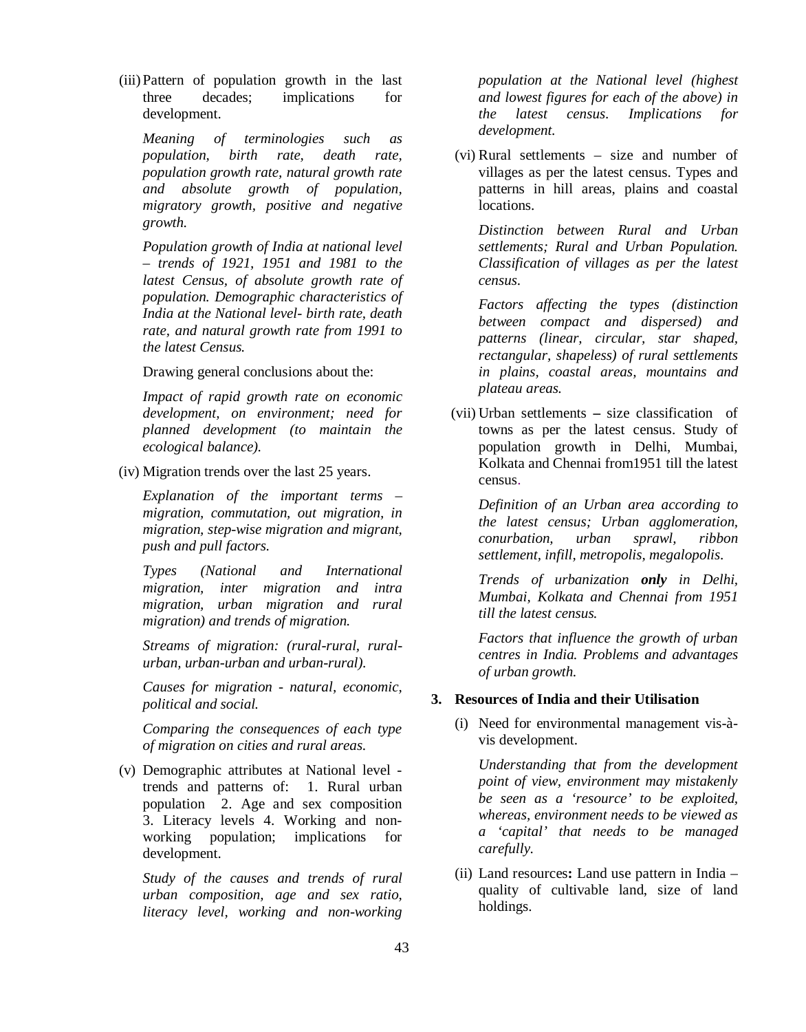(iii) Pattern of population growth in the last three decades; implications for development.

*Meaning of terminologies such as population, birth rate, death rate, population growth rate, natural growth rate and absolute growth of population, migratory growth, positive and negative growth.*

*Population growth of India at national level – trends of 1921, 1951 and 1981 to the latest Census, of absolute growth rate of population. Demographic characteristics of India at the National level- birth rate, death rate, and natural growth rate from 1991 to the latest Census.*

Drawing general conclusions about the:

*Impact of rapid growth rate on economic development, on environment; need for planned development (to maintain the ecological balance).*

(iv) Migration trends over the last 25 years.

*Explanation of the important terms – migration, commutation, out migration, in migration, step-wise migration and migrant, push and pull factors.*

*Types (National and International migration, inter migration and intra migration, urban migration and rural migration) and trends of migration.*

*Streams of migration: (rural-rural, rural-urban, urban-urban and urban-rural).*

*Causes for migration - natural, economic, political and social.*

*Comparing the consequences of each type of migration on cities and rural areas.*

(v) Demographic attributes at National level - trends and patterns of: 1. Rural urban population 2. Age and sex composition 3. Literacy levels 4. Working and non-working population; implications for development.

*Study of the causes and trends of rural urban composition, age and sex ratio, literacy level, working and non-working population at the National level (highest and lowest figures for each of the above) in the latest census. Implications for development.*

(vi) Rural settlements – size and number of villages as per the latest census. Types and patterns in hill areas, plains and coastal locations.

*Distinction between Rural and Urban settlements; Rural and Urban Population. Classification of villages as per the latest census.*

*Factors affecting the types (distinction between compact and dispersed) and patterns (linear, circular, star shaped, rectangular, shapeless) of rural settlements in plains, coastal areas, mountains and plateau areas.*

(vii) Urban settlements **–** size classification of towns as per the latest census. Study of population growth in Delhi, Mumbai, Kolkata and Chennai from1951 till the latest census.

*Definition of an Urban area according to the latest census; Urban agglomeration, conurbation, urban sprawl, ribbon settlement, infill, metropolis, megalopolis.*

*Trends of urbanization **only** in Delhi, Mumbai, Kolkata and Chennai from 1951 till the latest census.*

*Factors that influence the growth of urban centres in India. Problems and advantages of urban growth.*

**3. Resources of India and their Utilisation**

(i) Need for environmental management vis-à-vis development.

*Understanding that from the development point of view, environment may mistakenly be seen as a 'resource' to be exploited, whereas, environment needs to be viewed as a 'capital' that needs to be managed carefully.*

(ii) Land resources**:** Land use pattern in India – quality of cultivable land, size of land holdings.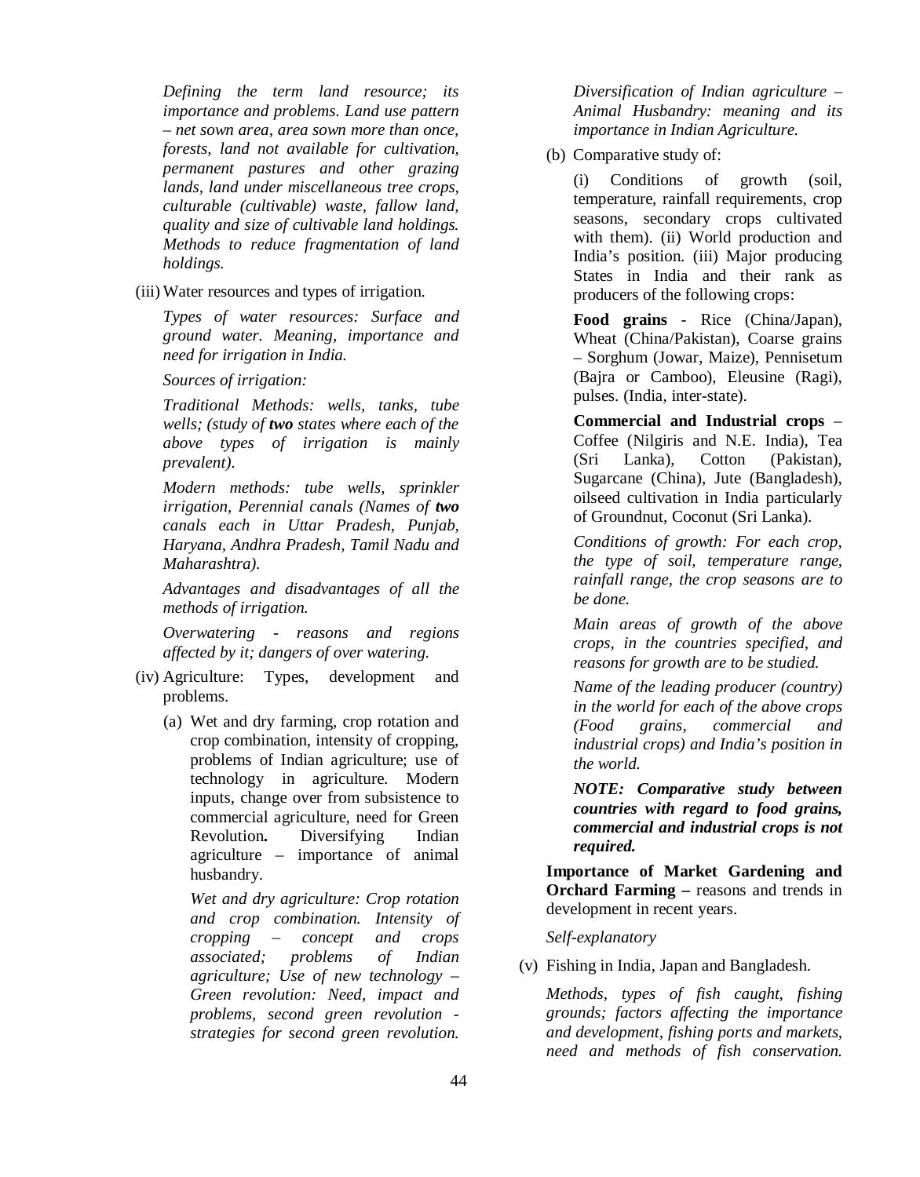*Defining the term land resource; its importance and problems. Land use pattern – net sown area, area sown more than once, forests, land not available for cultivation, permanent pastures and other grazing lands, land under miscellaneous tree crops, culturable (cultivable) waste, fallow land, quality and size of cultivable land holdings. Methods to reduce fragmentation of land holdings.*

(iii) Water resources and types of irrigation.

*Types of water resources: Surface and ground water. Meaning, importance and need for irrigation in India.*

*Sources of irrigation:*

*Traditional Methods: wells, tanks, tube wells; (study of **two** states where each of the above types of irrigation is mainly prevalent).*

*Modern methods: tube wells, sprinkler irrigation, Perennial canals (Names of **two** canals each in Uttar Pradesh, Punjab, Haryana, Andhra Pradesh, Tamil Nadu and Maharashtra).*

*Advantages and disadvantages of all the methods of irrigation.*

*Overwatering - reasons and regions affected by it; dangers of over watering.*

(iv) Agriculture: Types, development and problems.

(a) Wet and dry farming, crop rotation and crop combination, intensity of cropping, problems of Indian agriculture; use of technology in agriculture. Modern inputs, change over from subsistence to commercial agriculture, need for Green Revolution**.** Diversifying Indian agriculture – importance of animal husbandry.

*Wet and dry agriculture: Crop rotation and crop combination. Intensity of cropping – concept and crops associated; problems of Indian agriculture; Use of new technology – Green revolution: Need, impact and problems, second green revolution - strategies for second green revolution. Diversification of Indian agriculture – Animal Husbandry: meaning and its importance in Indian Agriculture.*

(b) Comparative study of:

(i) Conditions of growth (soil, temperature, rainfall requirements, crop seasons, secondary crops cultivated with them). (ii) World production and India's position. (iii) Major producing States in India and their rank as producers of the following crops:

**Food grains** - Rice (China/Japan), Wheat (China/Pakistan), Coarse grains – Sorghum (Jowar, Maize), Pennisetum (Bajra or Camboo), Eleusine (Ragi), pulses. (India, inter-state).

**Commercial and Industrial crops** – Coffee (Nilgiris and N.E. India), Tea (Sri Lanka), Cotton (Pakistan), Sugarcane (China), Jute (Bangladesh), oilseed cultivation in India particularly of Groundnut, Coconut (Sri Lanka).

*Conditions of growth: For each crop, the type of soil, temperature range, rainfall range, the crop seasons are to be done.*

*Main areas of growth of the above crops, in the countries specified, and reasons for growth are to be studied.*

*Name of the leading producer (country) in the world for each of the above crops (Food grains, commercial and industrial crops) and India's position in the world.*

***NOTE: Comparative study between countries with regard to food grains, commercial and industrial crops is not required.***

**Importance of Market Gardening and Orchard Farming –** reasons and trends in development in recent years.

*Self-explanatory*

(v) Fishing in India, Japan and Bangladesh.

*Methods, types of fish caught, fishing grounds; factors affecting the importance and development, fishing ports and markets, need and methods of fish conservation.*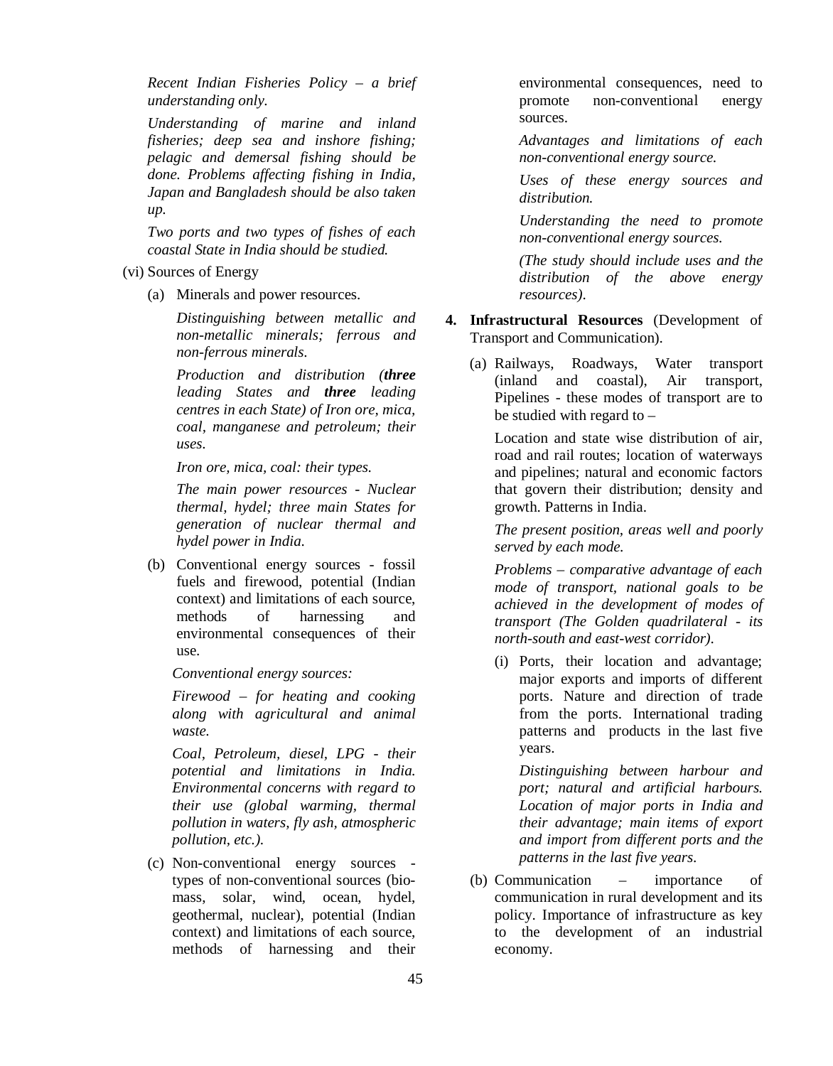*Recent Indian Fisheries Policy – a brief understanding only.*

*Understanding of marine and inland fisheries; deep sea and inshore fishing; pelagic and demersal fishing should be done. Problems affecting fishing in India, Japan and Bangladesh should be also taken up.*

*Two ports and two types of fishes of each coastal State in India should be studied.*

(vi) Sources of Energy

(a) Minerals and power resources.

*Distinguishing between metallic and non-metallic minerals; ferrous and non-ferrous minerals.*

*Production and distribution (**three** leading States and **three** leading centres in each State) of Iron ore, mica, coal, manganese and petroleum; their uses.*

*Iron ore, mica, coal: their types.*

*The main power resources - Nuclear thermal, hydel; three main States for generation of nuclear thermal and hydel power in India.*

(b) Conventional energy sources - fossil fuels and firewood, potential (Indian context) and limitations of each source, methods of harnessing and environmental consequences of their use.

*Conventional energy sources:*

*Firewood – for heating and cooking along with agricultural and animal waste.*

*Coal, Petroleum, diesel, LPG - their potential and limitations in India. Environmental concerns with regard to their use (global warming, thermal pollution in waters, fly ash, atmospheric pollution, etc.).*

(c) Non-conventional energy sources - types of non-conventional sources (bio-mass, solar, wind, ocean, hydel, geothermal, nuclear), potential (Indian context) and limitations of each source, methods of harnessing and their environmental consequences, need to promote non-conventional energy sources.

*Advantages and limitations of each non-conventional energy source.*

*Uses of these energy sources and distribution.*

*Understanding the need to promote non-conventional energy sources.*

*(The study should include uses and the distribution of the above energy resources).*

**4. Infrastructural Resources** (Development of Transport and Communication).

(a) Railways, Roadways, Water transport (inland and coastal), Air transport, Pipelines - these modes of transport are to be studied with regard to –

Location and state wise distribution of air, road and rail routes; location of waterways and pipelines; natural and economic factors that govern their distribution; density and growth. Patterns in India.

*The present position, areas well and poorly served by each mode.*

*Problems – comparative advantage of each mode of transport, national goals to be achieved in the development of modes of transport (The Golden quadrilateral - its north-south and east-west corridor).*

(i) Ports, their location and advantage; major exports and imports of different ports. Nature and direction of trade from the ports. International trading patterns and products in the last five years.

*Distinguishing between harbour and port; natural and artificial harbours. Location of major ports in India and their advantage; main items of export and import from different ports and the patterns in the last five years.*

(b) Communication – importance of communication in rural development and its policy. Importance of infrastructure as key to the development of an industrial economy.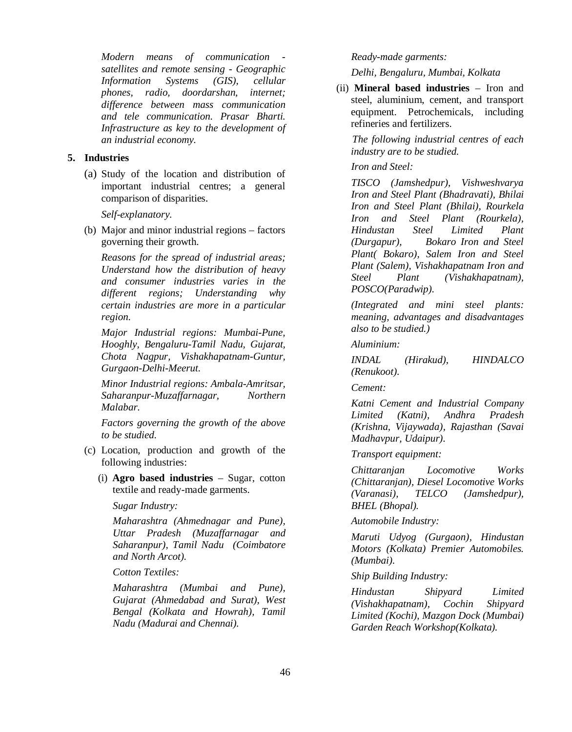*Modern means of communication - satellites and remote sensing - Geographic Information Systems (GIS), cellular phones, radio, doordarshan, internet; difference between mass communication and tele communication. Prasar Bharti. Infrastructure as key to the development of an industrial economy.*

5. **Industries**

   (a) Study of the location and distribution of important industrial centres; a general comparison of disparities.

   *Self-explanatory.*

   (b) Major and minor industrial regions – factors governing their growth.

   *Reasons for the spread of industrial areas; Understand how the distribution of heavy and consumer industries varies in the different regions; Understanding why certain industries are more in a particular region.*

   *Major Industrial regions: Mumbai-Pune, Hooghly, Bengaluru-Tamil Nadu, Gujarat, Chota Nagpur, Vishakhapatnam-Guntur, Gurgaon-Delhi-Meerut.*

   *Minor Industrial regions: Ambala-Amritsar, Saharanpur-Muzaffarnagar, Northern Malabar.*

   *Factors governing the growth of the above to be studied.*

   (c) Location, production and growth of the following industries:

   (i) **Agro based industries** – Sugar, cotton textile and ready-made garments.

   *Sugar Industry:*

   *Maharashtra (Ahmednagar and Pune), Uttar Pradesh (Muzaffarnagar and Saharanpur), Tamil Nadu (Coimbatore and North Arcot).*

   *Cotton Textiles:*

   *Maharashtra (Mumbai and Pune), Gujarat (Ahmedabad and Surat), West Bengal (Kolkata and Howrah), Tamil Nadu (Madurai and Chennai).*

   *Ready-made garments:*

   *Delhi, Bengaluru, Mumbai, Kolkata*

   (ii) **Mineral based industries** – Iron and steel, aluminium, cement, and transport equipment. Petrochemicals, including refineries and fertilizers.

   *The following industrial centres of each industry are to be studied.*

   *Iron and Steel:*

   *TISCO (Jamshedpur), Vishweshvarya Iron and Steel Plant (Bhadravati), Bhilai Iron and Steel Plant (Bhilai), Rourkela Iron and Steel Plant (Rourkela), Hindustan Steel Limited Plant (Durgapur), Bokaro Iron and Steel Plant( Bokaro), Salem Iron and Steel Plant (Salem), Vishakhapatnam Iron and Steel Plant (Vishakhapatnam), POSCO(Paradwip).*

   *(Integrated and mini steel plants: meaning, advantages and disadvantages also to be studied.)*

   *Aluminium:*

   *INDAL (Hirakud), HINDALCO (Renukoot).*

   *Cement:*

   *Katni Cement and Industrial Company Limited (Katni), Andhra Pradesh (Krishna, Vijaywada), Rajasthan (Savai Madhavpur, Udaipur).*

   *Transport equipment:*

   *Chittaranjan Locomotive Works (Chittaranjan), Diesel Locomotive Works (Varanasi), TELCO (Jamshedpur), BHEL (Bhopal).*

   *Automobile Industry:*

   *Maruti Udyog (Gurgaon), Hindustan Motors (Kolkata) Premier Automobiles. (Mumbai).*

   *Ship Building Industry:*

   *Hindustan Shipyard Limited (Vishakhapatnam), Cochin Shipyard Limited (Kochi), Mazgon Dock (Mumbai) Garden Reach Workshop(Kolkata).*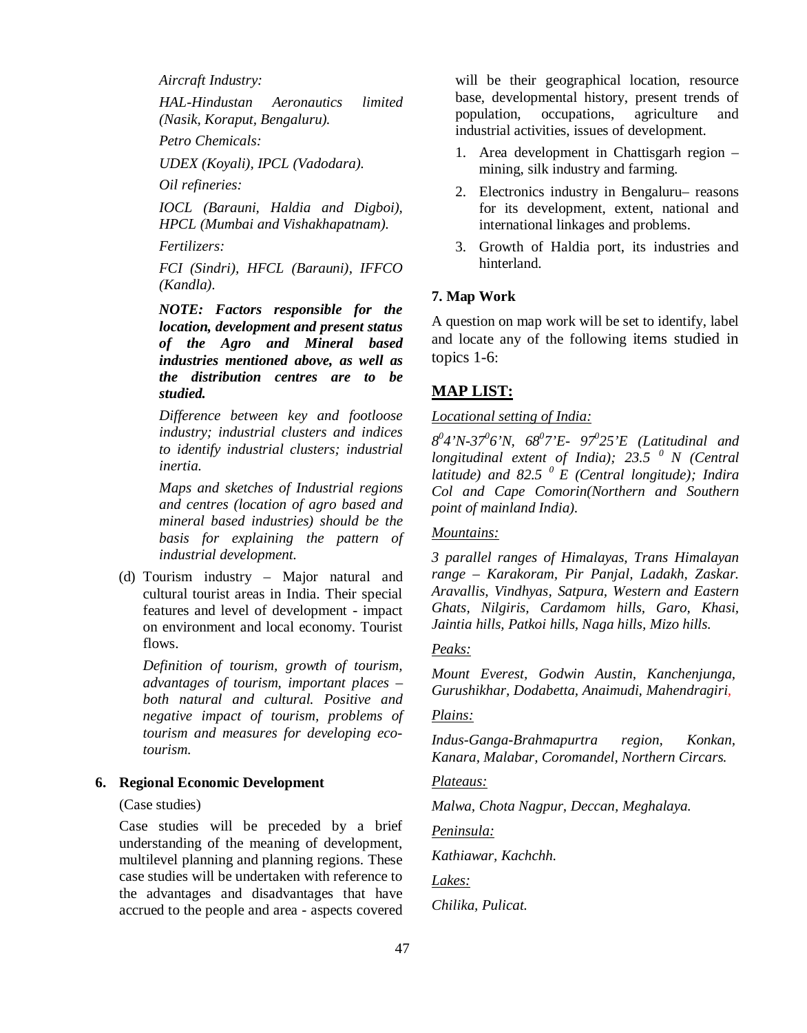*Aircraft Industry:*

*HAL-Hindustan Aeronautics limited (Nasik, Koraput, Bengaluru).*

*Petro Chemicals:*

*UDEX (Koyali), IPCL (Vadodara).*

*Oil refineries:*

*IOCL (Barauni, Haldia and Digboi), HPCL (Mumbai and Vishakhapatnam).*

*Fertilizers:*

*FCI (Sindri), HFCL (Barauni), IFFCO (Kandla).*

***NOTE: Factors responsible for the location, development and present status of the Agro and Mineral based industries mentioned above, as well as the distribution centres are to be studied.***

*Difference between key and footloose industry; industrial clusters and indices to identify industrial clusters; industrial inertia.*

*Maps and sketches of Industrial regions and centres (location of agro based and mineral based industries) should be the basis for explaining the pattern of industrial development.*

(d) Tourism industry – Major natural and cultural tourist areas in India. Their special features and level of development - impact on environment and local economy. Tourist flows.

*Definition of tourism, growth of tourism, advantages of tourism, important places – both natural and cultural. Positive and negative impact of tourism, problems of tourism and measures for developing eco-tourism.*

**6. Regional Economic Development**

(Case studies)

Case studies will be preceded by a brief understanding of the meaning of development, multilevel planning and planning regions. These case studies will be undertaken with reference to the advantages and disadvantages that have accrued to the people and area - aspects covered will be their geographical location, resource base, developmental history, present trends of population, occupations, agriculture and industrial activities, issues of development.

1. Area development in Chattisgarh region – mining, silk industry and farming.
2. Electronics industry in Bengaluru– reasons for its development, extent, national and international linkages and problems.
3. Growth of Haldia port, its industries and hinterland.

**7. Map Work**

A question on map work will be set to identify, label and locate any of the following items studied in topics 1-6:

## MAP LIST:

<u>*Locational setting of India:*</u>

*$8^0$4'N-$37^0$6'N, $68^0$7'E- $97^0$25'E (Latitudinal and longitudinal extent of India); 23.5 $^0$ N (Central latitude) and 82.5 $^0$ E (Central longitude); Indira Col and Cape Comorin(Northern and Southern point of mainland India).*

<u>*Mountains:*</u>

*3 parallel ranges of Himalayas, Trans Himalayan range – Karakoram, Pir Panjal, Ladakh, Zaskar. Aravallis, Vindhyas, Satpura, Western and Eastern Ghats, Nilgiris, Cardamom hills, Garo, Khasi, Jaintia hills, Patkoi hills, Naga hills, Mizo hills.*

<u>*Peaks:*</u>

*Mount Everest, Godwin Austin, Kanchenjunga, Gurushikhar, Dodabetta, Anaimudi, Mahendragiri,*

<u>*Plains:*</u>

*Indus-Ganga-Brahmapurtra region, Konkan, Kanara, Malabar, Coromandel, Northern Circars.*

<u>*Plateaus:*</u>

*Malwa, Chota Nagpur, Deccan, Meghalaya.*

<u>*Peninsula:*</u>

*Kathiawar, Kachchh.*

<u>*Lakes:*</u>

*Chilika, Pulicat.*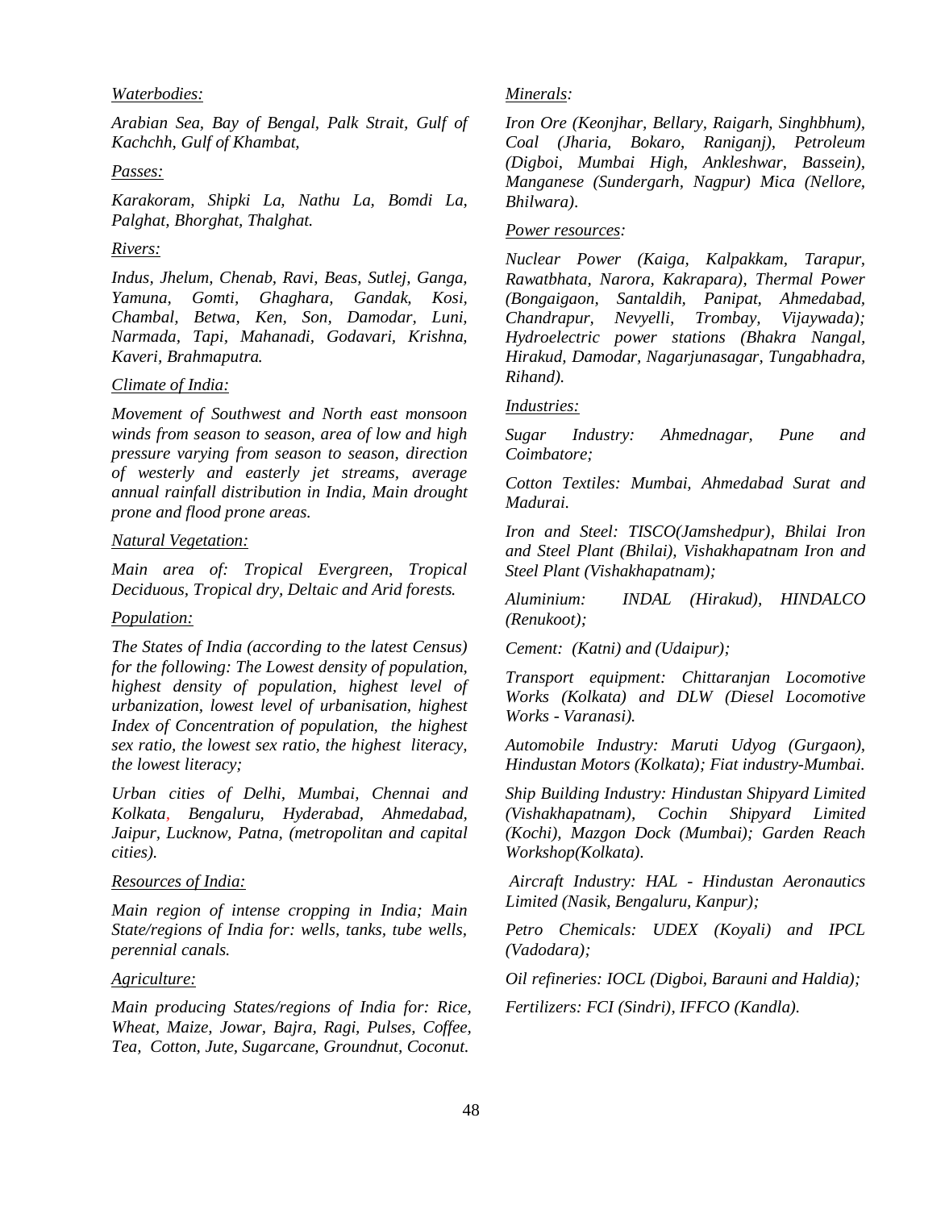*Waterbodies:*

*Arabian Sea, Bay of Bengal, Palk Strait, Gulf of Kachchh, Gulf of Khambat,*

*Passes:*

*Karakoram, Shipki La, Nathu La, Bomdi La, Palghat, Bhorghat, Thalghat.*

*Rivers:*

*Indus, Jhelum, Chenab, Ravi, Beas, Sutlej, Ganga, Yamuna, Gomti, Ghaghara, Gandak, Kosi, Chambal, Betwa, Ken, Son, Damodar, Luni, Narmada, Tapi, Mahanadi, Godavari, Krishna, Kaveri, Brahmaputra.*

*Climate of India:*

*Movement of Southwest and North east monsoon winds from season to season, area of low and high pressure varying from season to season, direction of westerly and easterly jet streams, average annual rainfall distribution in India, Main drought prone and flood prone areas.*

*Natural Vegetation:*

*Main area of: Tropical Evergreen, Tropical Deciduous, Tropical dry, Deltaic and Arid forests.*

*Population:*

*The States of India (according to the latest Census) for the following: The Lowest density of population, highest density of population, highest level of urbanization, lowest level of urbanisation, highest Index of Concentration of population, the highest sex ratio, the lowest sex ratio, the highest literacy, the lowest literacy;*

*Urban cities of Delhi, Mumbai, Chennai and Kolkata, Bengaluru, Hyderabad, Ahmedabad, Jaipur, Lucknow, Patna, (metropolitan and capital cities).*

*Resources of India:*

*Main region of intense cropping in India; Main State/regions of India for: wells, tanks, tube wells, perennial canals.*

*Agriculture:*

*Main producing States/regions of India for: Rice, Wheat, Maize, Jowar, Bajra, Ragi, Pulses, Coffee, Tea, Cotton, Jute, Sugarcane, Groundnut, Coconut.*

*Minerals:*

*Iron Ore (Keonjhar, Bellary, Raigarh, Singhbhum), Coal (Jharia, Bokaro, Raniganj), Petroleum (Digboi, Mumbai High, Ankleshwar, Bassein), Manganese (Sundergarh, Nagpur) Mica (Nellore, Bhilwara).*

*Power resources:*

*Nuclear Power (Kaiga, Kalpakkam, Tarapur, Rawatbhata, Narora, Kakrapara), Thermal Power (Bongaigaon, Santaldih, Panipat, Ahmedabad, Chandrapur, Nevyelli, Trombay, Vijaywada); Hydroelectric power stations (Bhakra Nangal, Hirakud, Damodar, Nagarjunasagar, Tungabhadra, Rihand).*

*Industries:*

*Sugar Industry: Ahmednagar, Pune and Coimbatore;*

*Cotton Textiles: Mumbai, Ahmedabad Surat and Madurai.*

*Iron and Steel: TISCO(Jamshedpur), Bhilai Iron and Steel Plant (Bhilai), Vishakhapatnam Iron and Steel Plant (Vishakhapatnam);*

*Aluminium: INDAL (Hirakud), HINDALCO (Renukoot);*

*Cement: (Katni) and (Udaipur);*

*Transport equipment: Chittaranjan Locomotive Works (Kolkata) and DLW (Diesel Locomotive Works - Varanasi).*

*Automobile Industry: Maruti Udyog (Gurgaon), Hindustan Motors (Kolkata); Fiat industry-Mumbai.*

*Ship Building Industry: Hindustan Shipyard Limited (Vishakhapatnam), Cochin Shipyard Limited (Kochi), Mazgon Dock (Mumbai); Garden Reach Workshop(Kolkata).*

*Aircraft Industry: HAL - Hindustan Aeronautics Limited (Nasik, Bengaluru, Kanpur);*

*Petro Chemicals: UDEX (Koyali) and IPCL (Vadodara);*

*Oil refineries: IOCL (Digboi, Barauni and Haldia);*

*Fertilizers: FCI (Sindri), IFFCO (Kandla).*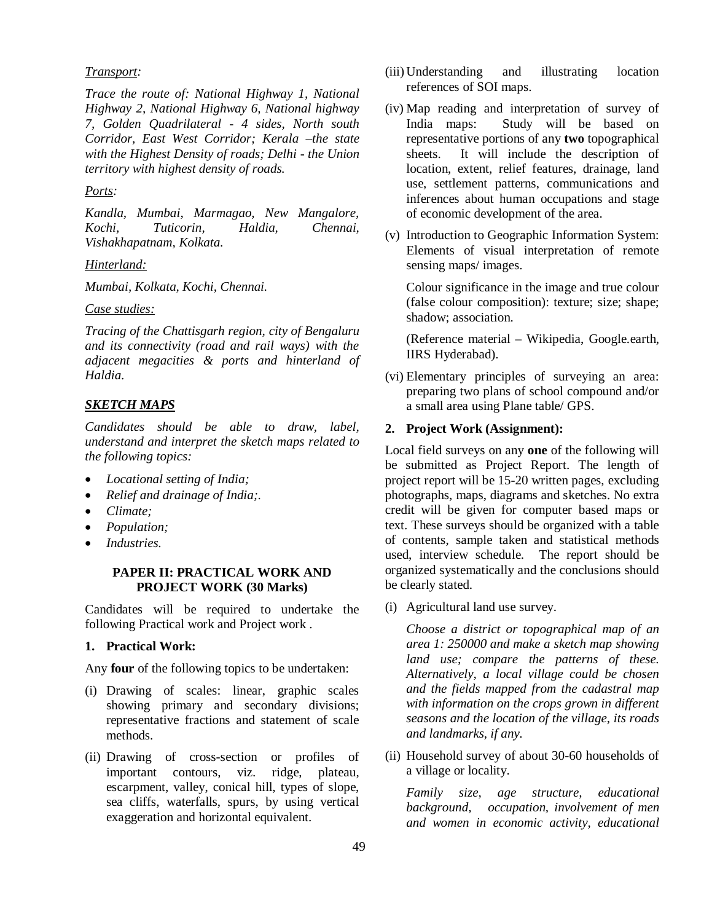*Transport:*

*Trace the route of: National Highway 1, National Highway 2, National Highway 6, National highway 7, Golden Quadrilateral - 4 sides, North south Corridor, East West Corridor; Kerala –the state with the Highest Density of roads; Delhi - the Union territory with highest density of roads.*

*Ports:*

*Kandla, Mumbai, Marmagao, New Mangalore, Kochi, Tuticorin, Haldia, Chennai, Vishakhapatnam, Kolkata.*

*Hinterland:*

*Mumbai, Kolkata, Kochi, Chennai.*

*Case studies:*

*Tracing of the Chattisgarh region, city of Bengaluru and its connectivity (road and rail ways) with the adjacent megacities & ports and hinterland of Haldia.*

***SKETCH MAPS***

*Candidates should be able to draw, label, understand and interpret the sketch maps related to the following topics:*

- *Locational setting of India;*
- *Relief and drainage of India;.*
- *Climate;*
- *Population;*
- *Industries.*

**PAPER II: PRACTICAL WORK AND PROJECT WORK (30 Marks)**

Candidates will be required to undertake the following Practical work and Project work .

**1. Practical Work:**

Any **four** of the following topics to be undertaken:

(i) Drawing of scales: linear, graphic scales showing primary and secondary divisions; representative fractions and statement of scale methods.

(ii) Drawing of cross-section or profiles of important contours, viz. ridge, plateau, escarpment, valley, conical hill, types of slope, sea cliffs, waterfalls, spurs, by using vertical exaggeration and horizontal equivalent.

(iii) Understanding and illustrating location references of SOI maps.

(iv) Map reading and interpretation of survey of India maps: Study will be based on representative portions of any **two** topographical sheets. It will include the description of location, extent, relief features, drainage, land use, settlement patterns, communications and inferences about human occupations and stage of economic development of the area.

(v) Introduction to Geographic Information System: Elements of visual interpretation of remote sensing maps/ images.

Colour significance in the image and true colour (false colour composition): texture; size; shape; shadow; association.

(Reference material – Wikipedia, Google.earth, IIRS Hyderabad).

(vi) Elementary principles of surveying an area: preparing two plans of school compound and/or a small area using Plane table/ GPS.

**2. Project Work (Assignment):**

Local field surveys on any **one** of the following will be submitted as Project Report. The length of project report will be 15-20 written pages, excluding photographs, maps, diagrams and sketches. No extra credit will be given for computer based maps or text. These surveys should be organized with a table of contents, sample taken and statistical methods used, interview schedule. The report should be organized systematically and the conclusions should be clearly stated.

(i) Agricultural land use survey.

*Choose a district or topographical map of an area 1: 250000 and make a sketch map showing land use; compare the patterns of these. Alternatively, a local village could be chosen and the fields mapped from the cadastral map with information on the crops grown in different seasons and the location of the village, its roads and landmarks, if any.*

(ii) Household survey of about 30-60 households of a village or locality.

*Family size, age structure, educational background, occupation, involvement of men and women in economic activity, educational*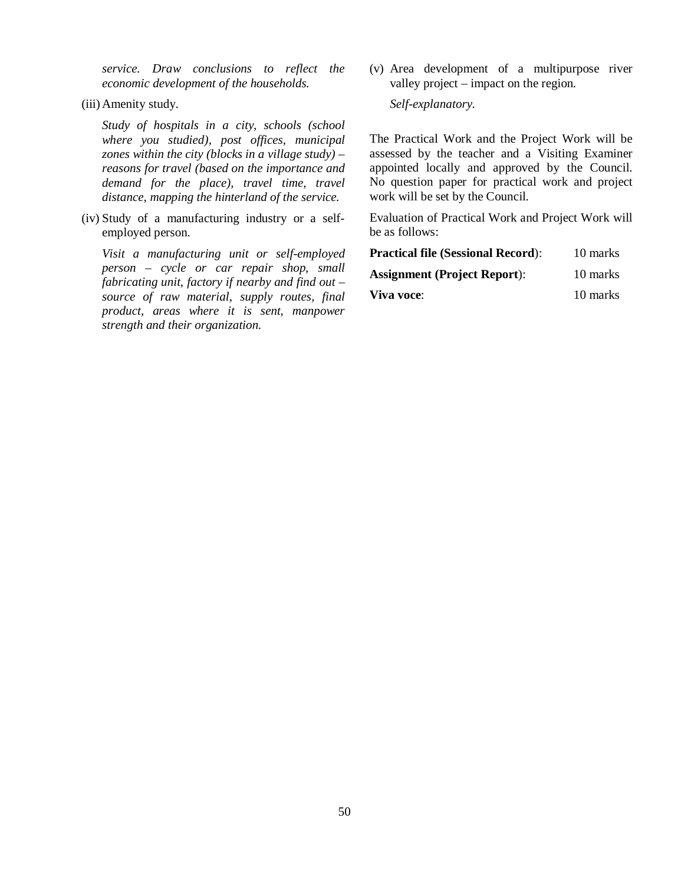*service. Draw conclusions to reflect the economic development of the households.*

(iii) Amenity study.

*Study of hospitals in a city, schools (school where you studied), post offices, municipal zones within the city (blocks in a village study) – reasons for travel (based on the importance and demand for the place), travel time, travel distance, mapping the hinterland of the service.*

(iv) Study of a manufacturing industry or a self-employed person.

*Visit a manufacturing unit or self-employed person – cycle or car repair shop, small fabricating unit, factory if nearby and find out – source of raw material, supply routes, final product, areas where it is sent, manpower strength and their organization.*

(v) Area development of a multipurpose river valley project – impact on the region.

*Self-explanatory.*

The Practical Work and the Project Work will be assessed by the teacher and a Visiting Examiner appointed locally and approved by the Council. No question paper for practical work and project work will be set by the Council.

Evaluation of Practical Work and Project Work will be as follows:

| | |
|---|---|
| **Practical file (Sessional Record)**: | 10 marks |
| **Assignment (Project Report)**: | 10 marks |
| **Viva voce**: | 10 marks |